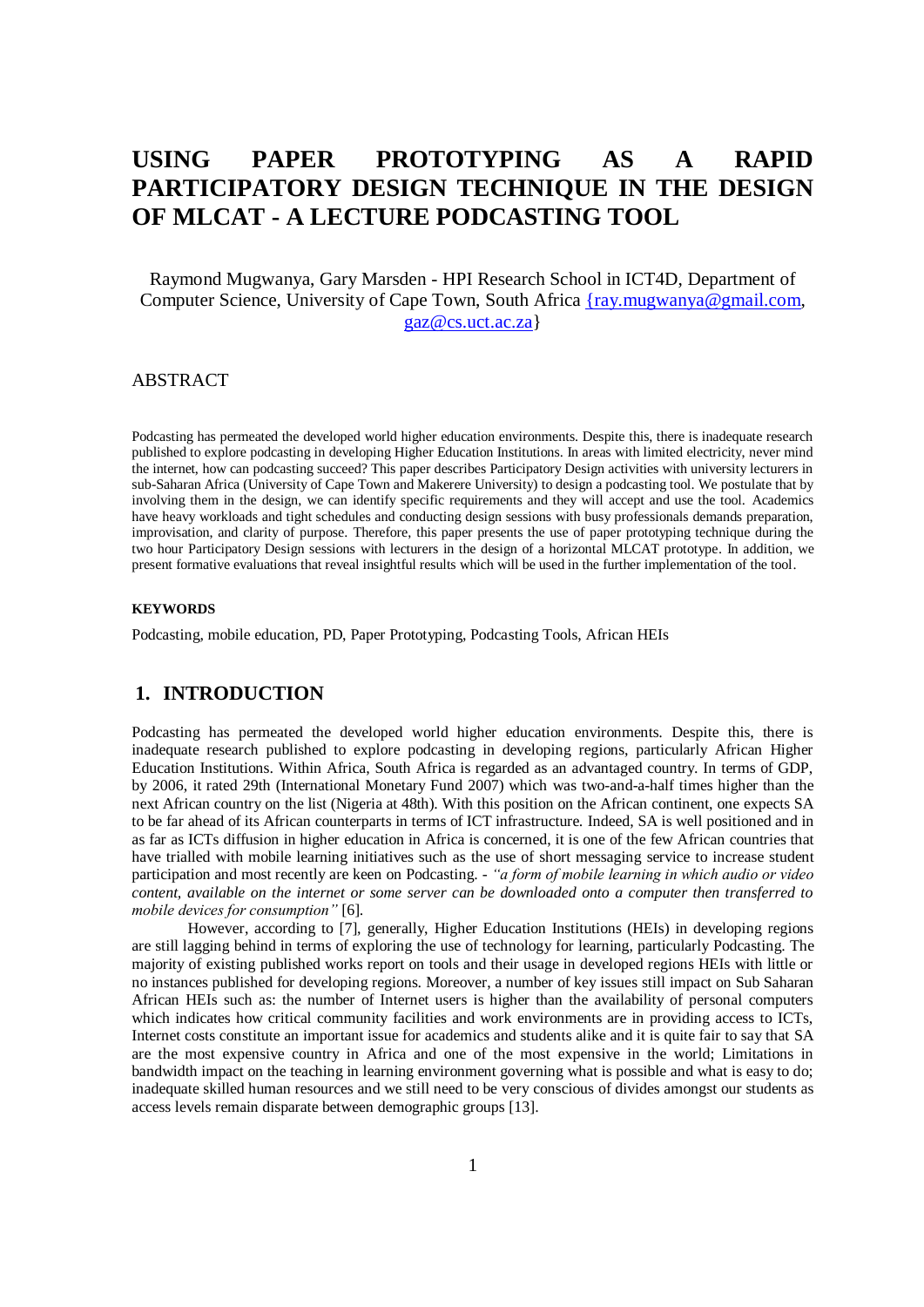# USING PAPER PROTOTYPING AS A RAPID PARTICIPATORY DESIGN TECHNIQUE IN THE DESIGN OF MLCAT - A LECTURE PODCASTING TOOL

Raymond Mugwanya, Gary Marsden - HPI Research School in ICT4D, Department of Computer Science, University of Cape Town, South Africa {ray.mugwanya@gmail.com, gaz@cs.uct.ac.za}

## ABSTRACT

Podcasting has permeated the developed world higher education environments. Despite this, there is inadequate research published to explore podcasting in developing Higher Education Institutions. In areas with limited electricity, never mind the internet, how can podcasting succeed? This paper describes Participatory Design activities with university lecturers in sub-Saharan Africa (University of Cape Town and Makerere University) to design a podcasting tool. We postulate that by involving them in the design, we can identify specific requirements and they will accept and use the tool. Academics have heavy workloads and tight schedules and conducting design sessions with busy professionals demands preparation, improvisation, and clarity of purpose. Therefore, this paper presents the use of paper prototyping technique during the two hour Participatory Design sessions with lecturers in the design of a horizontal MLCAT prototype. In addition, we present formative evaluations that reveal insightful results which will be used in the further implementation of the tool.

#### KEYWORDS

Podcasting, mobile education, PD, Paper Prototyping, Podcasting Tools, African HEIs

## 1. INTRODUCTION

Podcasting has permeated the developed world higher education environments. Despite this, there is inadequate research published to explore podcasting in developing regions, particularly African Higher Education Institutions. Within Africa, South Africa is regarded as an advantaged country. In terms of GDP, by 2006, it rated 29th (International Monetary Fund 2007) which was two-and-a-half times higher than the next African country on the list (Nigeria at 48th). With this position on the African continent, one expects SA to be far ahead of its African counterparts in terms of ICT infrastructure. Indeed, SA is well positioned and in as far as ICTs diffusion in higher education in Africa is concerned, it is one of the few African countries that have trialled with mobile learning initiatives such as the use of short messaging service to increase student participation and most recently are keen on Podcasting. - *"a form of mobile learning in which audio or video content, available on the internet or some server can be downloaded onto a computer then transferred to mobile devices for consumption"* [6].

However, according to [7], generally, Higher Education Institutions (HEIs) in developing regions are still lagging behind in terms of exploring the use of technology for learning, particularly Podcasting. The majority of existing published works report on tools and their usage in developed regions HEIs with little or no instances published for developing regions. Moreover, a number of key issues still impact on Sub Saharan African HEIs such as: the number of Internet users is higher than the availability of personal computers which indicates how critical community facilities and work environments are in providing access to ICTs, Internet costs constitute an important issue for academics and students alike and it is quite fair to say that SA are the most expensive country in Africa and one of the most expensive in the world; Limitations in bandwidth impact on the teaching in learning environment governing what is possible and what is easy to do; inadequate skilled human resources and we still need to be very conscious of divides amongst our students as access levels remain disparate between demographic groups [13].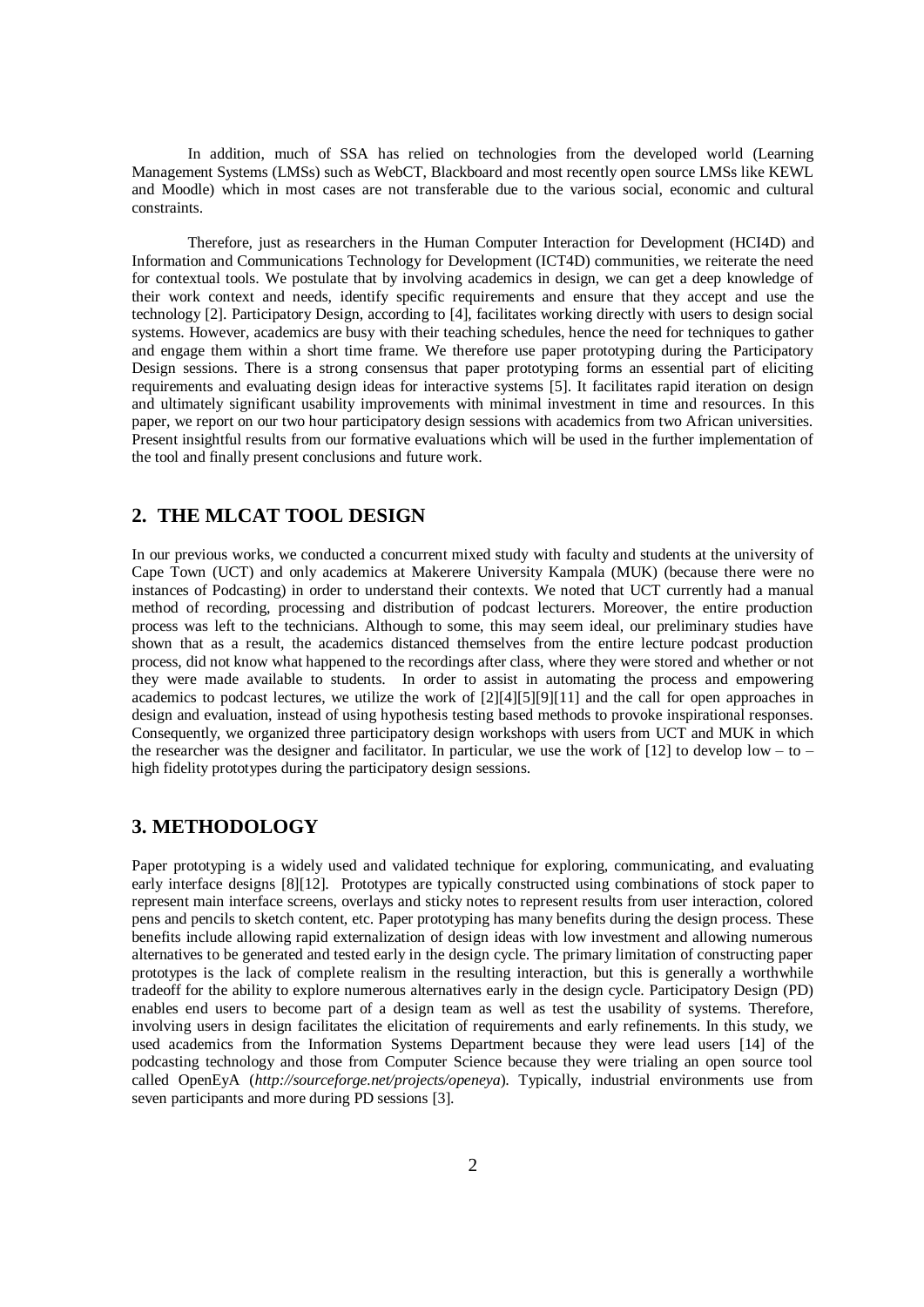In addition, much of SSA has relied on technologies from the developed world (Learning Management Systems (LMSs) such as WebCT, Blackboard and most recently open source LMSs like KEWL and Moodle) which in most cases are not transferable due to the various social, economic and cultural constraints.

Therefore, just as researchers in the Human Computer Interaction for Development (HCI4D) and Information and Communications Technology for Development (ICT4D) communities, we reiterate the need for contextual tools. We postulate that by involving academics in design, we can get a deep knowledge of their work context and needs, identify specific requirements and ensure that they accept and use the technology [2]. Participatory Design, according to [4], facilitates working directly with users to design social systems. However, academics are busy with their teaching schedules, hence the need for techniques to gather and engage them within a short time frame. We therefore use paper prototyping during the Participatory Design sessions. There is a strong consensus that paper prototyping forms an essential part of eliciting requirements and evaluating design ideas for interactive systems [5]. It facilitates rapid iteration on design and ultimately significant usability improvements with minimal investment in time and resources. In this paper, we report on our two hour participatory design sessions with academics from two African universities. Present insightful results from our formative evaluations which will be used in the further implementation of the tool and finally present conclusions and future work.

## 2. THE MLCAT TOOL DESIGN

In our previous works, we conducted a concurrent mixed study with faculty and students at the university of Cape Town (UCT) and only academics at Makerere University Kampala (MUK) (because there were no instances of Podcasting) in order to understand their contexts. We noted that UCT currently had a manual method of recording, processing and distribution of podcast lecturers. Moreover, the entire production process was left to the technicians. Although to some, this may seem ideal, our preliminary studies have shown that as a result, the academics distanced themselves from the entire lecture podcast production process, did not know what happened to the recordings after class, where they were stored and whether or not they were made available to students. In order to assist in automating the process and empowering academics to podcast lectures, we utilize the work of [2][4][5][9][11] and the call for open approaches in design and evaluation, instead of using hypothesis testing based methods to provoke inspirational responses. Consequently, we organized three participatory design workshops with users from UCT and MUK in which the researcher was the designer and facilitator. In particular, we use the work of [12] to develop low – to – high fidelity prototypes during the participatory design sessions.

## 3. METHODOLOGY

Paper prototyping is a widely used and validated technique for exploring, communicating, and evaluating early interface designs [8][12]. Prototypes are typically constructed using combinations of stock paper to represent main interface screens, overlays and sticky notes to represent results from user interaction, colored pens and pencils to sketch content, etc. Paper prototyping has many benefits during the design process. These benefits include allowing rapid externalization of design ideas with low investment and allowing numerous alternatives to be generated and tested early in the design cycle. The primary limitation of constructing paper prototypes is the lack of complete realism in the resulting interaction, but this is generally a worthwhile tradeoff for the ability to explore numerous alternatives early in the design cycle. Participatory Design (PD) enables end users to become part of a design team as well as test the usability of systems. Therefore, involving users in design facilitates the elicitation of requirements and early refinements. In this study, we used academics from the Information Systems Department because they were lead users [14] of the podcasting technology and those from Computer Science because they were trialing an open source tool called OpenEyA (*http://sourceforge.net/projects/openeya*). Typically, industrial environments use from seven participants and more during PD sessions [3].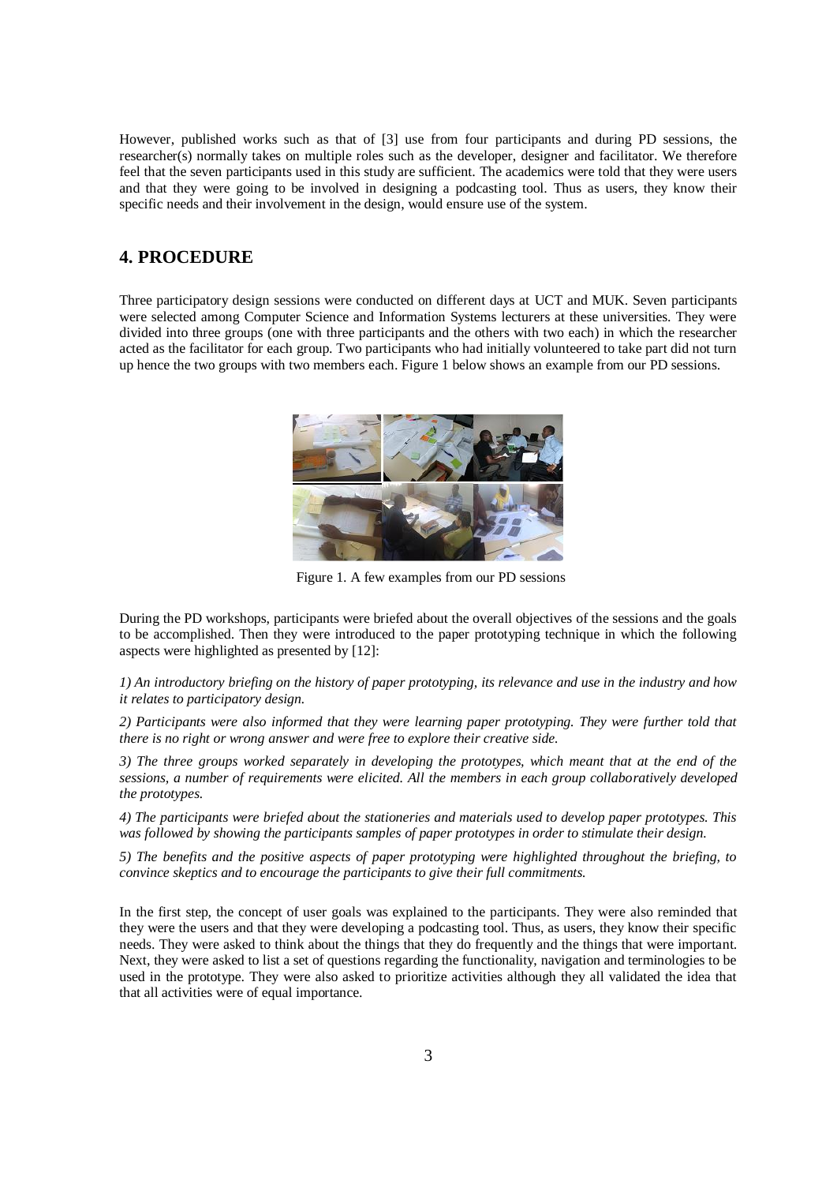However, published works such as that of [3] use from four participants and during PD sessions, the researcher(s) normally takes on multiple roles such as the developer, designer and facilitator. We therefore feel that the seven participants used in this study are sufficient. The academics were told that they were users and that they were going to be involved in designing a podcasting tool. Thus as users, they know their specific needs and their involvement in the design, would ensure use of the system.

## 4. PROCEDURE

Three participatory design sessions were conducted on different days at UCT and MUK. Seven participants were selected among Computer Science and Information Systems lecturers at these universities. They were divided into three groups (one with three participants and the others with two each) in which the researcher acted as the facilitator for each group. Two participants who had initially volunteered to take part did not turn up hence the two groups with two members each. Figure 1 below shows an example from our PD sessions.

Figure 1. A few examples from our PD sessions

During the PD workshops, participants were briefed about the overall objectives of the sessions and the goals to be accomplished. Then they were introduced to the paper prototyping technique in which the following aspects were highlighted as presented by [12]:

*1) An introductory briefing on the history of paper prototyping, its relevance and use in the industry and how it relates to participatory design.*

*2) Participants were also informed that they were learning paper prototyping. They were further told that there is no right or wrong answer and were free to explore their creative side.*

*3) The three groups worked separately in developing the prototypes, which meant that at the end of the sessions, a number of requirements were elicited. All the members in each group collaboratively developed the prototypes.*

*4) The participants were briefed about the stationeries and materials used to develop paper prototypes. This was followed by showing the participants samples of paper prototypes in order to stimulate their design.*

*5) The benefits and the positive aspects of paper prototyping were highlighted throughout the briefing, to convince skeptics and to encourage the participants to give their full commitments.*

In the first step, the concept of user goals was explained to the participants. They were also reminded that they were the users and that they were developing a podcasting tool. Thus, as users, they know their specific needs. They were asked to think about the things that they do frequently and the things that were important. Next, they were asked to list a set of questions regarding the functionality, navigation and terminologies to be used in the prototype. They were also asked to prioritize activities although they all validated the idea that that all activities were of equal importance.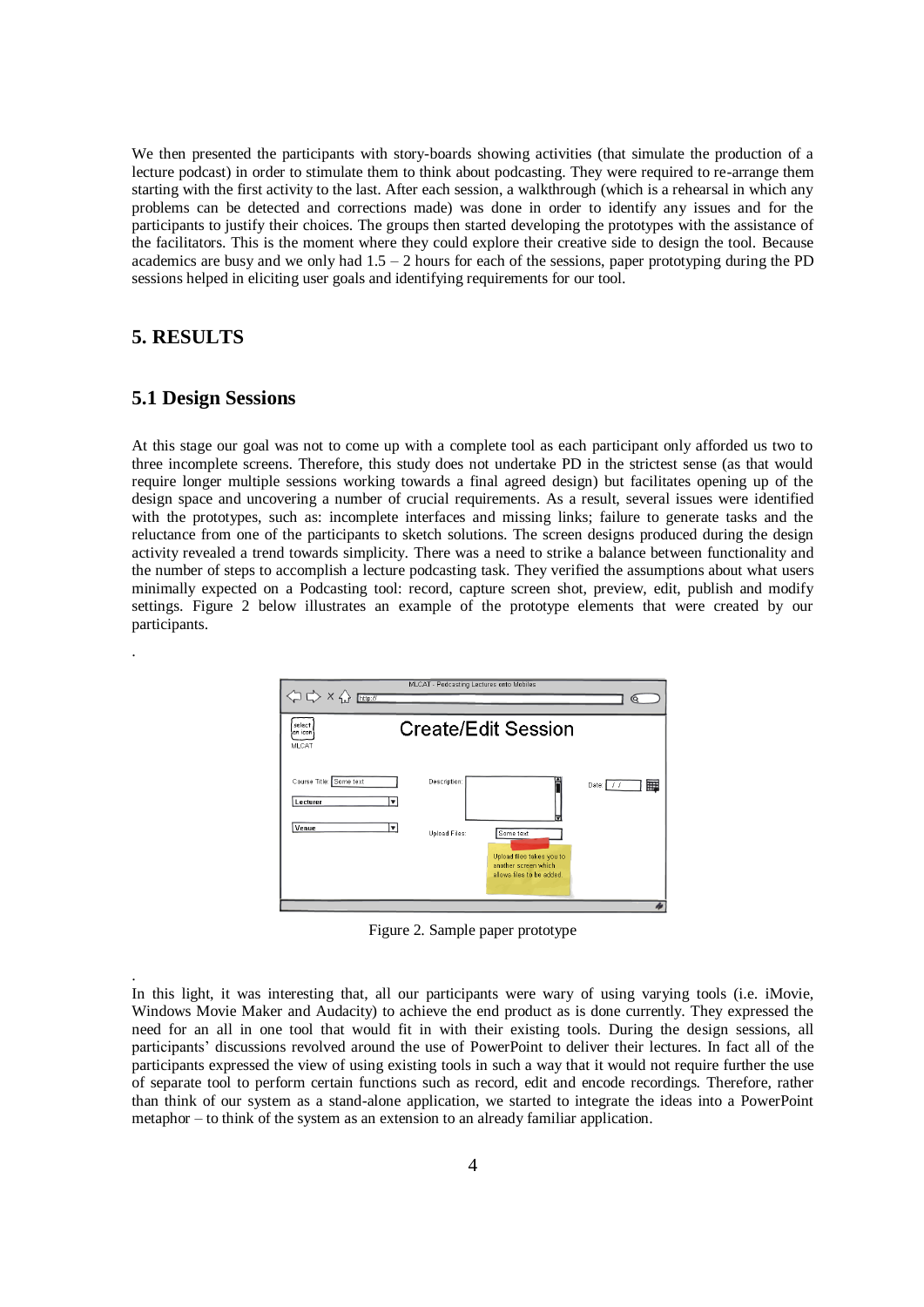We then presented the participants with story-boards showing activities (that simulate the production of a lecture podcast) in order to stimulate them to think about podcasting. They were required to re-arrange them starting with the first activity to the last. After each session, a walkthrough (which is a rehearsal in which any problems can be detected and corrections made) was done in order to identify any issues and for the participants to justify their choices. The groups then started developing the prototypes with the assistance of the facilitators. This is the moment where they could explore their creative side to design the tool. Because academics are busy and we only had 1.5 – 2 hours for each of the sessions, paper prototyping during the PD sessions helped in eliciting user goals and identifying requirements for our tool.

## 5. RESULTS

### 5.1 Design Sessions

At this stage our goal was not to come up with a complete tool as each participant only afforded us two to three incomplete screens. Therefore, this study does not undertake PD in the strictest sense (as that would require longer multiple sessions working towards a final agreed design) but facilitates opening up of the design space and uncovering a number of crucial requirements. As a result, several issues were identified with the prototypes, such as: incomplete interfaces and missing links; failure to generate tasks and the reluctance from one of the participants to sketch solutions. The screen designs produced during the design activity revealed a trend towards simplicity. There was a need to strike a balance between functionality and the number of steps to accomplish a lecture podcasting task. They verified the assumptions about what users minimally expected on a Podcasting tool: record, capture screen shot, preview, edit, publish and modify settings. Figure 2 below illustrates an example of the prototype elements that were created by our participants.

Figure 2. Sample paper prototype

In this light, it was interesting that, all our participants were wary of using varying tools (i.e. iMovie, Windows Movie Maker and Audacity) to achieve the end product as is done currently. They expressed the need for an all in one tool that would fit in with their existing tools. During the design sessions, all participants' discussions revolved around the use of PowerPoint to deliver their lectures. In fact all of the participants expressed the view of using existing tools in such a way that it would not require further the use of separate tool to perform certain functions such as record, edit and encode recordings. Therefore, rather than think of our system as a stand-alone application, we started to integrate the ideas into a PowerPoint metaphor – to think of the system as an extension to an already familiar application.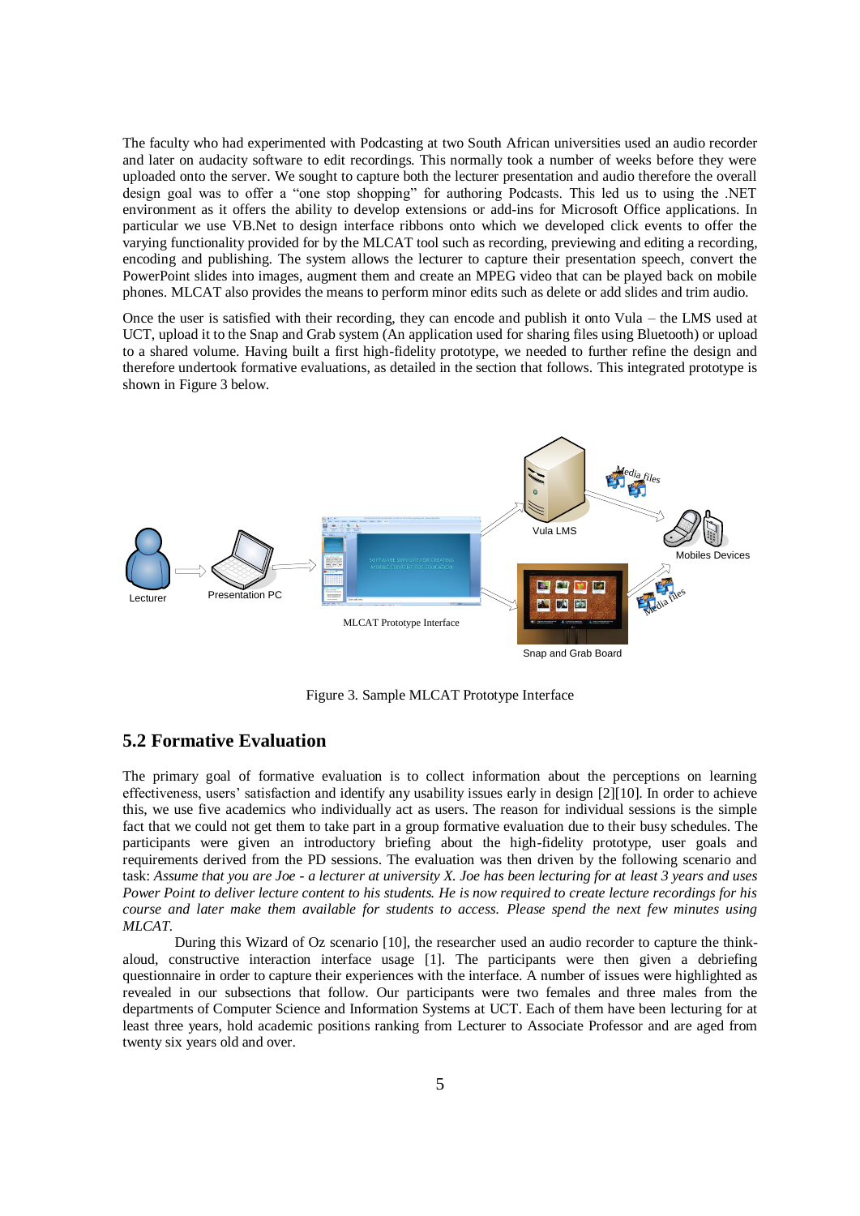The faculty who had experimented with Podcasting at two South African universities used an audio recorder and later on audacity software to edit recordings. This normally took a number of weeks before they were uploaded onto the server. We sought to capture both the lecturer presentation and audio therefore the overall design goal was to offer a "one stop shopping" for authoring Podcasts. This led us to using the .NET environment as it offers the ability to develop extensions or add-ins for Microsoft Office applications. In particular we use VB.Net to design interface ribbons onto which we developed click events to offer the varying functionality provided for by the MLCAT tool such as recording, previewing and editing a recording, encoding and publishing. The system allows the lecturer to capture their presentation speech, convert the PowerPoint slides into images, augment them and create an MPEG video that can be played back on mobile phones. MLCAT also provides the means to perform minor edits such as delete or add slides and trim audio.

Once the user is satisfied with their recording, they can encode and publish it onto Vula – the LMS used at UCT, upload it to the Snap and Grab system (An application used for sharing files using Bluetooth) or upload to a shared volume. Having built a first high-fidelity prototype, we needed to further refine the design and therefore undertook formative evaluations, as detailed in the section that follows. This integrated prototype is shown in Figure 3 below.

Lecturer

Presentation PC

MLCAT Prototype Interface

Vula LMS

Media files

Mobiles Devices

Snap and Grab Board

Media files

Figure 3. Sample MLCAT Prototype Interface

## 5.2 Formative Evaluation

The primary goal of formative evaluation is to collect information about the perceptions on learning effectiveness, users' satisfaction and identify any usability issues early in design [2][10]. In order to achieve this, we use five academics who individually act as users. The reason for individual sessions is the simple fact that we could not get them to take part in a group formative evaluation due to their busy schedules. The participants were given an introductory briefing about the high-fidelity prototype, user goals and requirements derived from the PD sessions. The evaluation was then driven by the following scenario and task: *Assume that you are Joe - a lecturer at university X. Joe has been lecturing for at least 3 years and uses Power Point to deliver lecture content to his students. He is now required to create lecture recordings for his course and later make them available for students to access. Please spend the next few minutes using MLCAT.*

During this Wizard of Oz scenario [10], the researcher used an audio recorder to capture the think-aloud, constructive interaction interface usage [1]. The participants were then given a debriefing questionnaire in order to capture their experiences with the interface. A number of issues were highlighted as revealed in our subsections that follow. Our participants were two females and three males from the departments of Computer Science and Information Systems at UCT. Each of them have been lecturing for at least three years, hold academic positions ranking from Lecturer to Associate Professor and are aged from twenty six years old and over.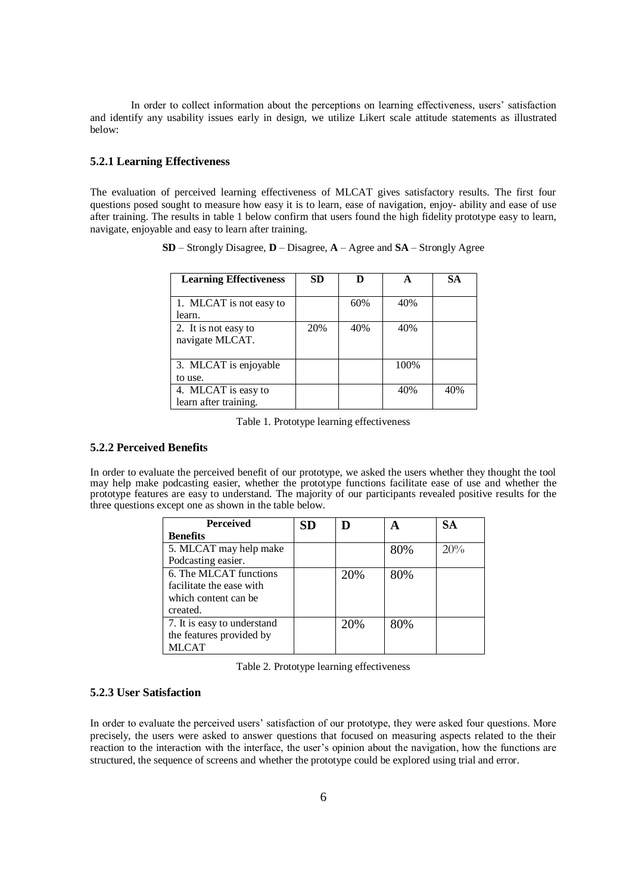In order to collect information about the perceptions on learning effectiveness, users' satisfaction and identify any usability issues early in design, we utilize Likert scale attitude statements as illustrated below:

### 5.2.1 Learning Effectiveness

The evaluation of perceived learning effectiveness of MLCAT gives satisfactory results. The first four questions posed sought to measure how easy it is to learn, ease of navigation, enjoy- ability and ease of use after training. The results in table 1 below confirm that users found the high fidelity prototype easy to learn, navigate, enjoyable and easy to learn after training.

**SD** – Strongly Disagree, **D** – Disagree, **A** – Agree and **SA** – Strongly Agree

| Learning Effectiveness | SD | D | A | SA |
|---|---|---|---|---|
| 1. MLCAT is not easy to learn. | | 60% | 40% | |
| 2. It is not easy to navigate MLCAT. | 20% | 40% | 40% | |
| 3. MLCAT is enjoyable to use. | | | 100% | |
| 4. MLCAT is easy to learn after training. | | | 40% | 40% |

Table 1. Prototype learning effectiveness

### 5.2.2 Perceived Benefits

In order to evaluate the perceived benefit of our prototype, we asked the users whether they thought the tool may help make podcasting easier, whether the prototype functions facilitate ease of use and whether the prototype features are easy to understand. The majority of our participants revealed positive results for the three questions except one as shown in the table below.

| Perceived Benefits | SD | D | A | SA |
|---|---|---|---|---|
| 5. MLCAT may help make Podcasting easier. | | | 80% | 20% |
| 6. The MLCAT functions facilitate the ease with which content can be created. | | 20% | 80% | |
| 7. It is easy to understand the features provided by MLCAT | | 20% | 80% | |

Table 2. Prototype learning effectiveness

### 5.2.3 User Satisfaction

In order to evaluate the perceived users' satisfaction of our prototype, they were asked four questions. More precisely, the users were asked to answer questions that focused on measuring aspects related to the their reaction to the interaction with the interface, the user's opinion about the navigation, how the functions are structured, the sequence of screens and whether the prototype could be explored using trial and error.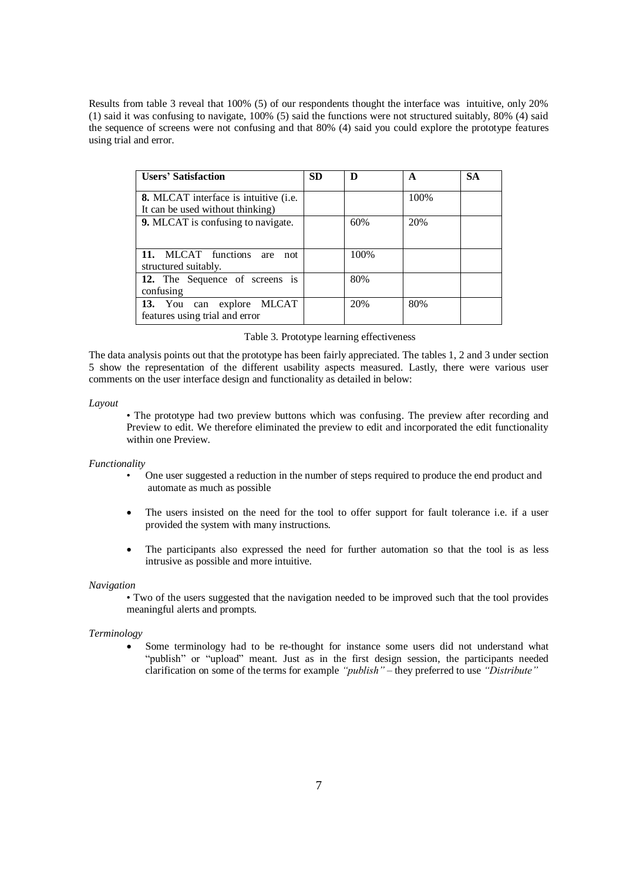Results from table 3 reveal that 100% (5) of our respondents thought the interface was intuitive, only 20% (1) said it was confusing to navigate, 100% (5) said the functions were not structured suitably, 80% (4) said the sequence of screens were not confusing and that 80% (4) said you could explore the prototype features using trial and error.

| Users' Satisfaction | SD | D | A | SA |
|---|---|---|---|---|
| **8.** MLCAT interface is intuitive (i.e. It can be used without thinking) | | | 100% | |
| **9.** MLCAT is confusing to navigate. | | 60% | 20% | |
| **11.** MLCAT functions are not structured suitably. | | 100% | | |
| **12.** The Sequence of screens is confusing | | 80% | | |
| **13.** You can explore MLCAT features using trial and error | | 20% | 80% | |

Table 3. Prototype learning effectiveness

The data analysis points out that the prototype has been fairly appreciated. The tables 1, 2 and 3 under section 5 show the representation of the different usability aspects measured. Lastly, there were various user comments on the user interface design and functionality as detailed in below:

*Layout*

- The prototype had two preview buttons which was confusing. The preview after recording and Preview to edit. We therefore eliminated the preview to edit and incorporated the edit functionality within one Preview.

*Functionality*

- One user suggested a reduction in the number of steps required to produce the end product and automate as much as possible
- The users insisted on the need for the tool to offer support for fault tolerance i.e. if a user provided the system with many instructions.
- The participants also expressed the need for further automation so that the tool is as less intrusive as possible and more intuitive.

*Navigation*

- Two of the users suggested that the navigation needed to be improved such that the tool provides meaningful alerts and prompts.

*Terminology*

- Some terminology had to be re-thought for instance some users did not understand what "publish" or "upload" meant. Just as in the first design session, the participants needed clarification on some of the terms for example *"publish"* – they preferred to use *"Distribute"*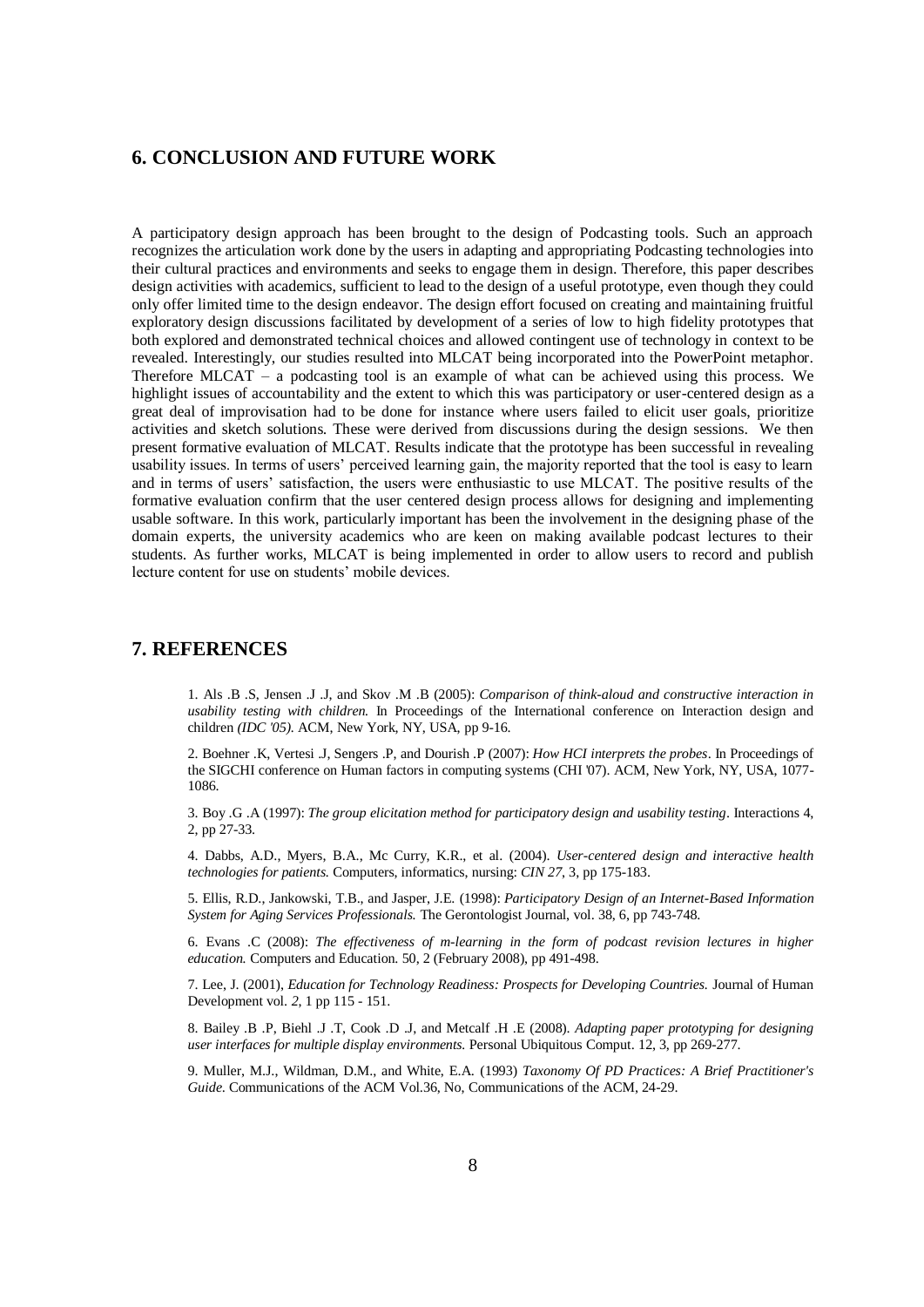## 6. CONCLUSION AND FUTURE WORK

A participatory design approach has been brought to the design of Podcasting tools. Such an approach recognizes the articulation work done by the users in adapting and appropriating Podcasting technologies into their cultural practices and environments and seeks to engage them in design. Therefore, this paper describes design activities with academics, sufficient to lead to the design of a useful prototype, even though they could only offer limited time to the design endeavor. The design effort focused on creating and maintaining fruitful exploratory design discussions facilitated by development of a series of low to high fidelity prototypes that both explored and demonstrated technical choices and allowed contingent use of technology in context to be revealed. Interestingly, our studies resulted into MLCAT being incorporated into the PowerPoint metaphor. Therefore MLCAT – a podcasting tool is an example of what can be achieved using this process. We highlight issues of accountability and the extent to which this was participatory or user-centered design as a great deal of improvisation had to be done for instance where users failed to elicit user goals, prioritize activities and sketch solutions. These were derived from discussions during the design sessions. We then present formative evaluation of MLCAT. Results indicate that the prototype has been successful in revealing usability issues. In terms of users' perceived learning gain, the majority reported that the tool is easy to learn and in terms of users' satisfaction, the users were enthusiastic to use MLCAT. The positive results of the formative evaluation confirm that the user centered design process allows for designing and implementing usable software. In this work, particularly important has been the involvement in the designing phase of the domain experts, the university academics who are keen on making available podcast lectures to their students. As further works, MLCAT is being implemented in order to allow users to record and publish lecture content for use on students' mobile devices.

## 7. REFERENCES

1. Als .B .S, Jensen .J .J, and Skov .M .B (2005): *Comparison of think-aloud and constructive interaction in usability testing with children.* In Proceedings of the International conference on Interaction design and children *(IDC '05).* ACM, New York, NY, USA, pp 9-16.

2. Boehner .K, Vertesi .J, Sengers .P, and Dourish .P (2007): *How HCI interprets the probes*. In Proceedings of the SIGCHI conference on Human factors in computing systems (CHI '07). ACM, New York, NY, USA, 1077-1086.

3. Boy .G .A (1997): *The group elicitation method for participatory design and usability testing*. Interactions 4, 2, pp 27-33.

4. Dabbs, A.D., Myers, B.A., Mc Curry, K.R., et al. (2004). *User-centered design and interactive health technologies for patients.* Computers, informatics, nursing: *CIN 27*, 3, pp 175-183.

5. Ellis, R.D., Jankowski, T.B., and Jasper, J.E. (1998): *Participatory Design of an Internet-Based Information System for Aging Services Professionals.* The Gerontologist Journal, vol. 38, 6, pp 743-748.

6. Evans .C (2008): *The effectiveness of m-learning in the form of podcast revision lectures in higher education.* Computers and Education. 50, 2 (February 2008), pp 491-498.

7. Lee, J. (2001), *Education for Technology Readiness: Prospects for Developing Countries.* Journal of Human Development vol. *2*, 1 pp 115 - 151.

8. Bailey .B .P, Biehl .J .T, Cook .D .J, and Metcalf .H .E (2008). *Adapting paper prototyping for designing user interfaces for multiple display environments.* Personal Ubiquitous Comput. 12, 3, pp 269-277.

9. Muller, M.J., Wildman, D.M., and White, E.A. (1993) *Taxonomy Of PD Practices: A Brief Practitioner's Guide*. Communications of the ACM Vol.36, No, Communications of the ACM, 24-29.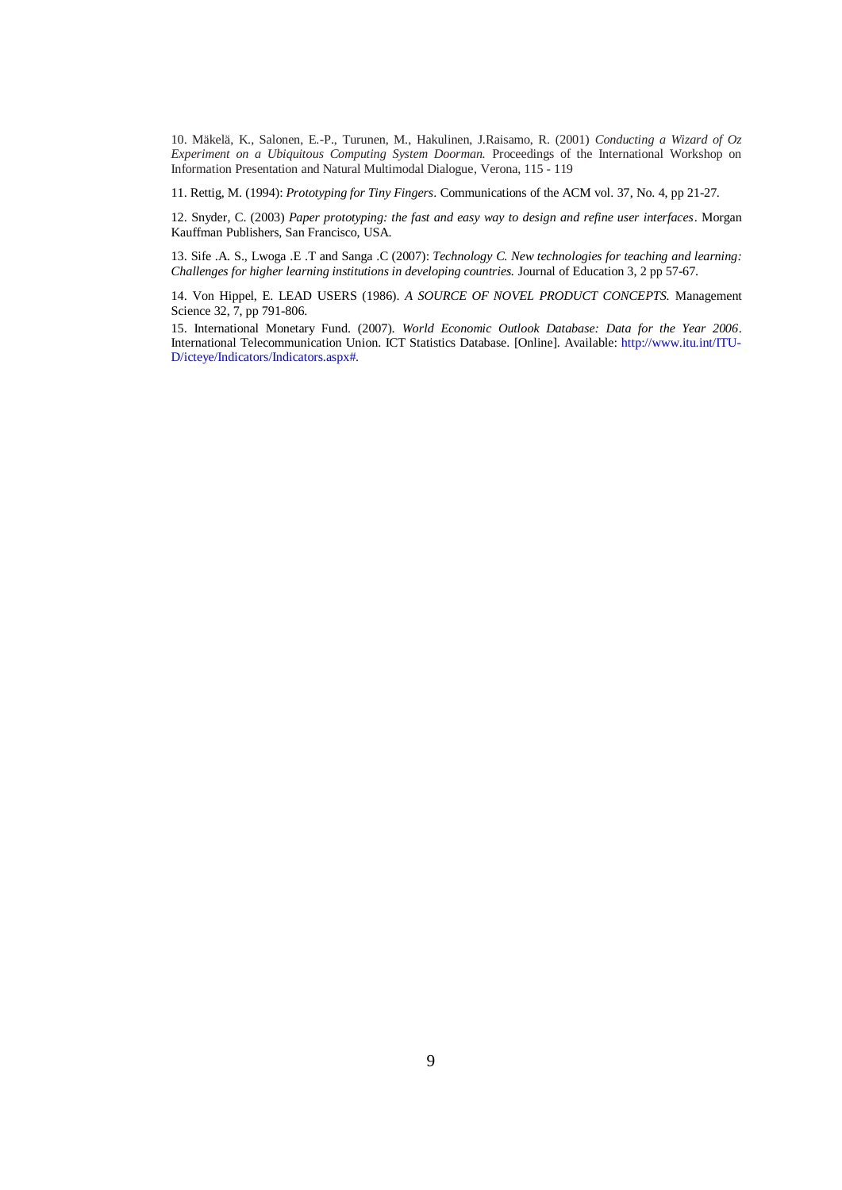10. Mäkelä, K., Salonen, E.-P., Turunen, M., Hakulinen, J.Raisamo, R. (2001) *Conducting a Wizard of Oz Experiment on a Ubiquitous Computing System Doorman.* Proceedings of the International Workshop on Information Presentation and Natural Multimodal Dialogue, Verona, 115 - 119

11. Rettig, M. (1994): *Prototyping for Tiny Fingers*. Communications of the ACM vol. 37, No. 4, pp 21-27.

12. Snyder, C. (2003) *Paper prototyping: the fast and easy way to design and refine user interfaces*. Morgan Kauffman Publishers, San Francisco, USA.

13. Sife .A. S., Lwoga .E .T and Sanga .C (2007): *Technology C. New technologies for teaching and learning: Challenges for higher learning institutions in developing countries.* Journal of Education 3, 2 pp 57-67.

14. Von Hippel, E. LEAD USERS (1986). *A SOURCE OF NOVEL PRODUCT CONCEPTS.* Management Science 32, 7, pp 791-806.

15. International Monetary Fund. (2007). *World Economic Outlook Database: Data for the Year 2006*. International Telecommunication Union. ICT Statistics Database. [Online]. Available: http://www.itu.int/ITU-D/icteye/Indicators/Indicators.aspx#.